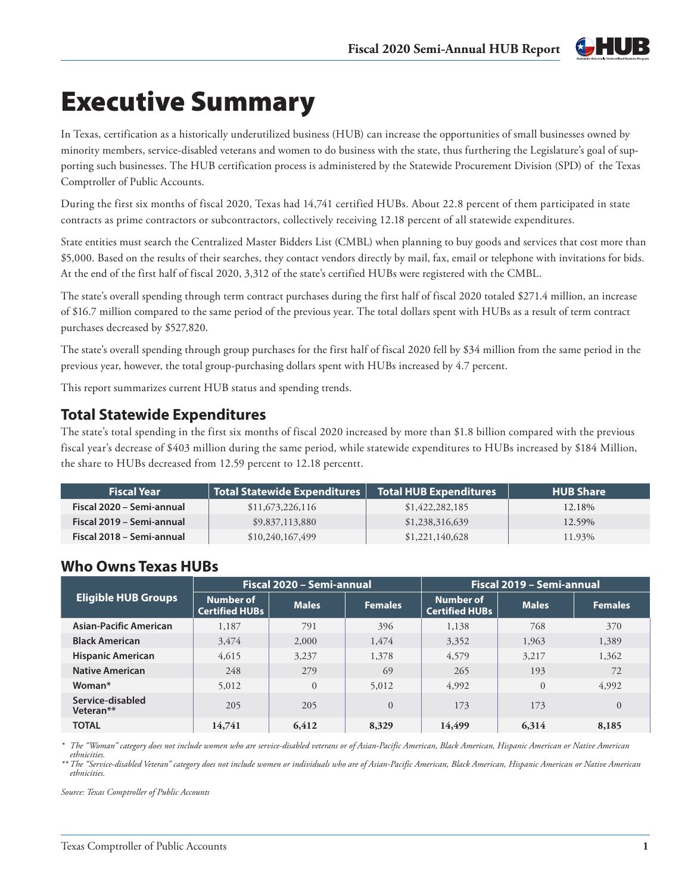# Executive Summary

In Texas, certification as a historically underutilized business (HUB) can increase the opportunities of small businesses owned by minority members, service-disabled veterans and women to do business with the state, thus furthering the Legislature's goal of supporting such businesses. The HUB certification process is administered by the Statewide Procurement Division (SPD) of the Texas Comptroller of Public Accounts.

During the first six months of fiscal 2020, Texas had 14,741 certified HUBs. About 22.8 percent of them participated in state contracts as prime contractors or subcontractors, collectively receiving 12.18 percent of all statewide expenditures.

State entities must search the Centralized Master Bidders List (CMBL) when planning to buy goods and services that cost more than $5,000. Based on the results of their searches, they contact vendors directly by mail, fax, email or telephone with invitations for bids. At the end of the first half of fiscal 2020, 3,312 of the state's certified HUBs were registered with the CMBL.

The state's overall spending through term contract purchases during the first half of fiscal 2020 totaled $271.4 million, an increase of $16.7 million compared to the same period of the previous year. The total dollars spent with HUBs as a result of term contract purchases decreased by $527,820.

The state's overall spending through group purchases for the first half of fiscal 2020 fell by $34 million from the same period in the previous year, however, the total group-purchasing dollars spent with HUBs increased by 4.7 percent.

This report summarizes current HUB status and spending trends.

## Total Statewide Expenditures

The state's total spending in the first six months of fiscal 2020 increased by more than $1.8 billion compared with the previous fiscal year's decrease of $403 million during the same period, while statewide expenditures to HUBs increased by $184 Million, the share to HUBs decreased from 12.59 percent to 12.18 percentt.

| Fiscal Year | Total Statewide Expenditures | Total HUB Expenditures | HUB Share |
|---|---|---|---|
| Fiscal 2020 – Semi-annual | $11,673,226,116 | $1,422,282,185 | 12.18% |
| Fiscal 2019 – Semi-annual | $9,837,113,880 | $1,238,316,639 | 12.59% |
| Fiscal 2018 – Semi-annual | $10,240,167,499 | $1,221,140,628 | 11.93% |

## Who Owns Texas HUBs

| Eligible HUB Groups | Fiscal 2020 – Semi-annual | | | Fiscal 2019 – Semi-annual | | |
|---|---|---|---|---|---|---|
| | Number of Certified HUBs | Males | Females | Number of Certified HUBs | Males | Females |
| Asian-Pacific American | 1,187 | 791 | 396 | 1,138 | 768 | 370 |
| Black American | 3,474 | 2,000 | 1,474 | 3,352 | 1,963 | 1,389 |
| Hispanic American | 4,615 | 3,237 | 1,378 | 4,579 | 3,217 | 1,362 |
| Native American | 248 | 279 | 69 | 265 | 193 | 72 |
| Woman* | 5,012 | 0 | 5,012 | 4,992 | 0 | 4,992 |
| Service-disabled Veteran** | 205 | 205 | 0 | 173 | 173 | 0 |
| **TOTAL** | **14,741** | **6,412** | **8,329** | **14,499** | **6,314** | **8,185** |

*\* The "Woman" category does not include women who are service-disabled veterans or of Asian-Pacific American, Black American, Hispanic American or Native American ethnicities.*

*\*\* The "Service-disabled Veteran" category does not include women or individuals who are of Asian-Pacific American, Black American, Hispanic American or Native American ethnicities.*

*Source: Texas Comptroller of Public Accounts*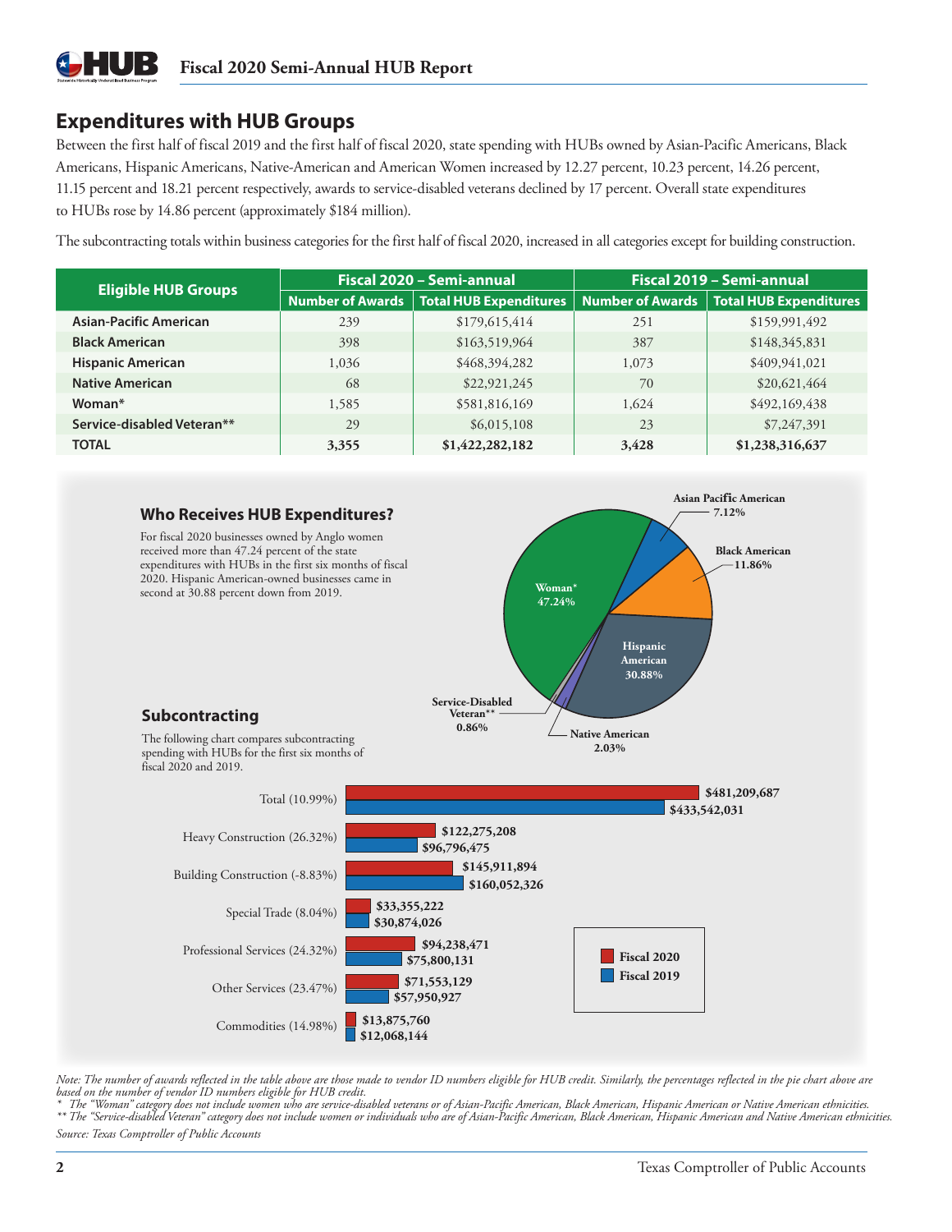## Expenditures with HUB Groups

Between the first half of fiscal 2019 and the first half of fiscal 2020, state spending with HUBs owned by Asian-Pacific Americans, Black Americans, Hispanic Americans, Native-American and American Women increased by 12.27 percent, 10.23 percent, 14.26 percent, 11.15 percent and 18.21 percent respectively, awards to service-disabled veterans declined by 17 percent. Overall state expenditures to HUBs rose by 14.86 percent (approximately $184 million).

The subcontracting totals within business categories for the first half of fiscal 2020, increased in all categories except for building construction.

| Eligible HUB Groups | Fiscal 2020 – Semi-annual | | Fiscal 2019 – Semi-annual | |
|---|---|---|---|---|
| | Number of Awards | Total HUB Expenditures | Number of Awards | Total HUB Expenditures |
| **Asian-Pacific American** | 239 | $179,615,414 | 251 | $159,991,492 |
| **Black American** | 398 | $163,519,964 | 387 | $148,345,831 |
| **Hispanic American** | 1,036 | $468,394,282 | 1,073 | $409,941,021 |
| **Native American** | 68 | $22,921,245 | 70 | $20,621,464 |
| **Woman*** | 1,585 | $581,816,169 | 1,624 | $492,169,438 |
| **Service-disabled Veteran**** | 29 | $6,015,108 | 23 | $7,247,391 |
| **TOTAL** | **3,355** | **$1,422,282,182** | **3,428** | **$1,238,316,637** |

### Who Receives HUB Expenditures?

For fiscal 2020 businesses owned by Anglo women received more than 47.24 percent of the state expenditures with HUBs in the first six months of fiscal 2020. Hispanic American-owned businesses came in second at 30.88 percent down from 2019.

| HUB Group | Percent |
|---|---|
| Woman* | 47.24% |
| Hispanic American | 30.88% |
| Black American | 11.86% |
| Asian Pacific American | 7.12% |
| Native American | 2.03% |
| Service-Disabled Veteran** | 0.86% |

### Subcontracting

The following chart compares subcontracting spending with HUBs for the first six months of fiscal 2020 and 2019.

| Category | Fiscal 2020 | Fiscal 2019 |
|---|---|---|
| Total (10.99%) | $481,209,687 | $433,542,031 |
| Heavy Construction (26.32%) | $122,275,208 | $96,796,475 |
| Building Construction (-8.83%) | $145,911,894 | $160,052,326 |
| Special Trade (8.04%) | $33,355,222 | $30,874,026 |
| Professional Services (24.32%) | $94,238,471 | $75,800,131 |
| Other Services (23.47%) | $71,553,129 | $57,950,927 |
| Commodities (14.98%) | $13,875,760 | $12,068,144 |

*Note: The number of awards reflected in the table above are those made to vendor ID numbers eligible for HUB credit. Similarly, the percentages reflected in the pie chart above are based on the number of vendor ID numbers eligible for HUB credit.*

*\* The "Woman" category does not include women who are service-disabled veterans or of Asian-Pacific American, Black American, Hispanic American or Native American ethnicities.*

*\*\* The "Service-disabled Veteran" category does not include women or individuals who are of Asian-Pacific American, Black American, Hispanic American and Native American ethnicities.*

*Source: Texas Comptroller of Public Accounts*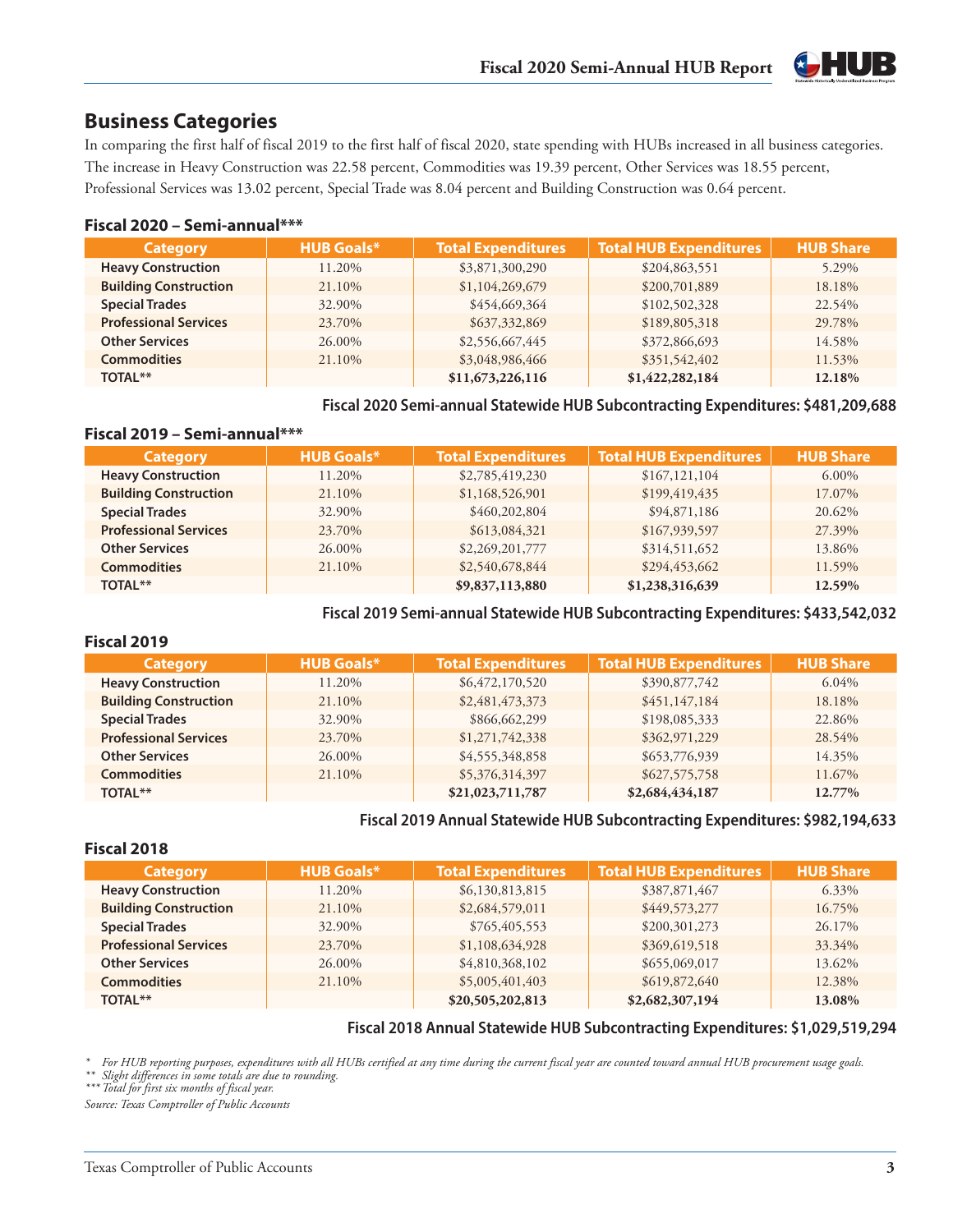## Business Categories

In comparing the first half of fiscal 2019 to the first half of fiscal 2020, state spending with HUBs increased in all business categories. The increase in Heavy Construction was 22.58 percent, Commodities was 19.39 percent, Other Services was 18.55 percent, Professional Services was 13.02 percent, Special Trade was 8.04 percent and Building Construction was 0.64 percent.

### Fiscal 2020 – Semi-annual***

| Category | HUB Goals* | Total Expenditures | Total HUB Expenditures | HUB Share |
|---|---|---|---|---|
| Heavy Construction | 11.20% | $3,871,300,290 | $204,863,551 | 5.29% |
| Building Construction | 21.10% | $1,104,269,679 | $200,701,889 | 18.18% |
| Special Trades | 32.90% | $454,669,364 | $102,502,328 | 22.54% |
| Professional Services | 23.70% | $637,332,869 | $189,805,318 | 29.78% |
| Other Services | 26.00% | $2,556,667,445 | $372,866,693 | 14.58% |
| Commodities | 21.10% | $3,048,986,466 | $351,542,402 | 11.53% |
| TOTAL** | | **$11,673,226,116** | **$1,422,282,184** | **12.18%** |

**Fiscal 2020 Semi-annual Statewide HUB Subcontracting Expenditures: $481,209,688**

### Fiscal 2019 – Semi-annual***

| Category | HUB Goals* | Total Expenditures | Total HUB Expenditures | HUB Share |
|---|---|---|---|---|
| Heavy Construction | 11.20% | $2,785,419,230 | $167,121,104 | 6.00% |
| Building Construction | 21.10% | $1,168,526,901 | $199,419,435 | 17.07% |
| Special Trades | 32.90% | $460,202,804 | $94,871,186 | 20.62% |
| Professional Services | 23.70% | $613,084,321 | $167,939,597 | 27.39% |
| Other Services | 26.00% | $2,269,201,777 | $314,511,652 | 13.86% |
| Commodities | 21.10% | $2,540,678,844 | $294,453,662 | 11.59% |
| TOTAL** | | **$9,837,113,880** | **$1,238,316,639** | **12.59%** |

**Fiscal 2019 Semi-annual Statewide HUB Subcontracting Expenditures: $433,542,032**

### Fiscal 2019

| Category | HUB Goals* | Total Expenditures | Total HUB Expenditures | HUB Share |
|---|---|---|---|---|
| Heavy Construction | 11.20% | $6,472,170,520 | $390,877,742 | 6.04% |
| Building Construction | 21.10% | $2,481,473,373 | $451,147,184 | 18.18% |
| Special Trades | 32.90% | $866,662,299 | $198,085,333 | 22.86% |
| Professional Services | 23.70% | $1,271,742,338 | $362,971,229 | 28.54% |
| Other Services | 26.00% | $4,555,348,858 | $653,776,939 | 14.35% |
| Commodities | 21.10% | $5,376,314,397 | $627,575,758 | 11.67% |
| TOTAL** | | **$21,023,711,787** | **$2,684,434,187** | **12.77%** |

**Fiscal 2019 Annual Statewide HUB Subcontracting Expenditures: $982,194,633**

### Fiscal 2018

| Category | HUB Goals* | Total Expenditures | Total HUB Expenditures | HUB Share |
|---|---|---|---|---|
| Heavy Construction | 11.20% | $6,130,813,815 | $387,871,467 | 6.33% |
| Building Construction | 21.10% | $2,684,579,011 | $449,573,277 | 16.75% |
| Special Trades | 32.90% | $765,405,553 | $200,301,273 | 26.17% |
| Professional Services | 23.70% | $1,108,634,928 | $369,619,518 | 33.34% |
| Other Services | 26.00% | $4,810,368,102 | $655,069,017 | 13.62% |
| Commodities | 21.10% | $5,005,401,403 | $619,872,640 | 12.38% |
| TOTAL** | | **$20,505,202,813** | **$2,682,307,194** | **13.08%** |

**Fiscal 2018 Annual Statewide HUB Subcontracting Expenditures: $1,029,519,294**

*\* For HUB reporting purposes, expenditures with all HUBs certified at any time during the current fiscal year are counted toward annual HUB procurement usage goals.*
*\*\* Slight differences in some totals are due to rounding.*
*\*\*\* Total for first six months of fiscal year.*

*Source: Texas Comptroller of Public Accounts*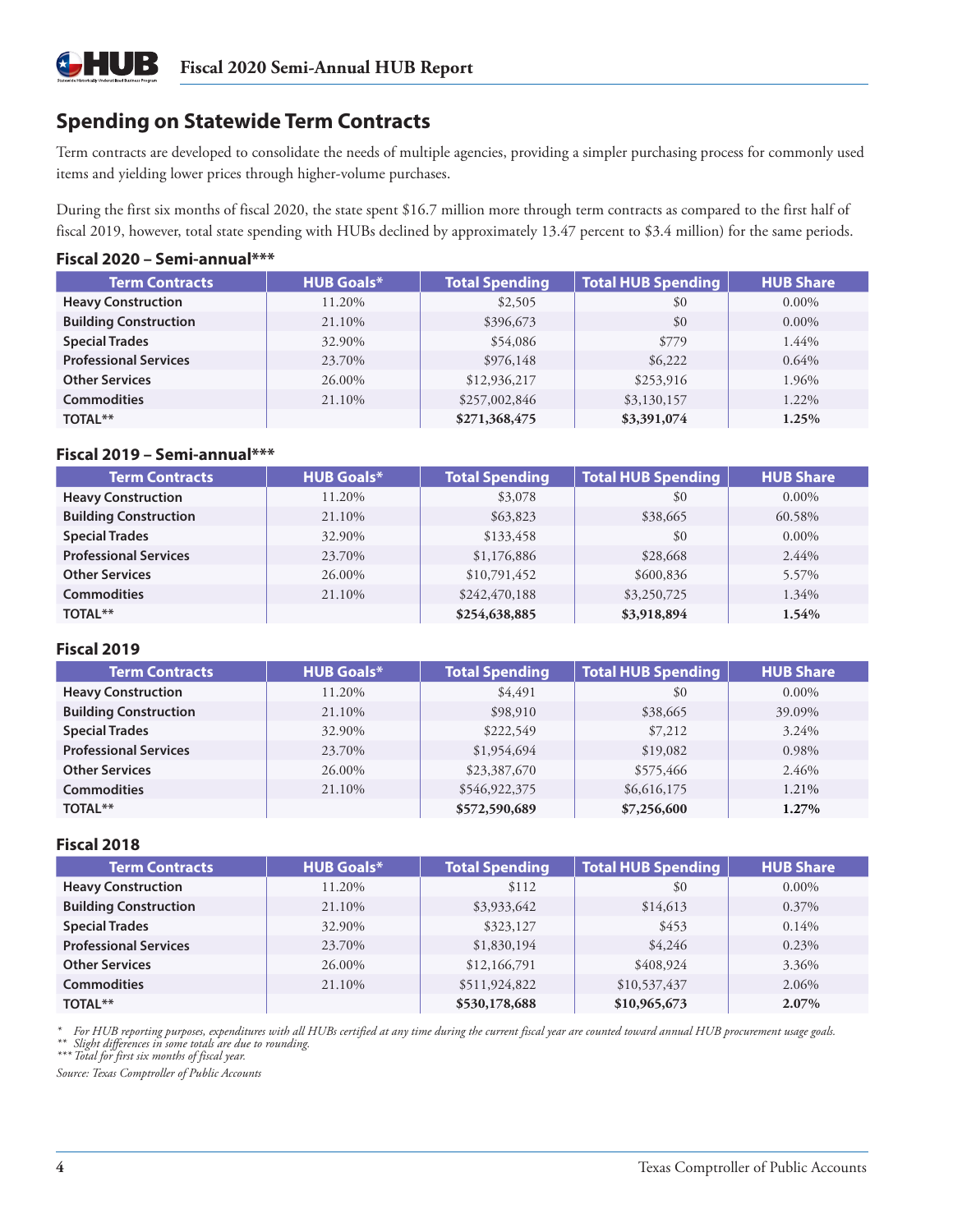## Spending on Statewide Term Contracts

Term contracts are developed to consolidate the needs of multiple agencies, providing a simpler purchasing process for commonly used items and yielding lower prices through higher-volume purchases.

During the first six months of fiscal 2020, the state spent $16.7 million more through term contracts as compared to the first half of fiscal 2019, however, total state spending with HUBs declined by approximately 13.47 percent to $3.4 million) for the same periods.

### Fiscal 2020 – Semi-annual***

| Term Contracts | HUB Goals* | Total Spending | Total HUB Spending | HUB Share |
|---|---|---|---|---|
| **Heavy Construction** | 11.20% | $2,505 | $0 | 0.00% |
| **Building Construction** | 21.10% | $396,673 | $0 | 0.00% |
| **Special Trades** | 32.90% | $54,086 | $779 | 1.44% |
| **Professional Services** | 23.70% | $976,148 | $6,222 | 0.64% |
| **Other Services** | 26.00% | $12,936,217 | $253,916 | 1.96% |
| **Commodities** | 21.10% | $257,002,846 | $3,130,157 | 1.22% |
| **TOTAL**** | | **$271,368,475** | **$3,391,074** | **1.25%** |

### Fiscal 2019 – Semi-annual***

| Term Contracts | HUB Goals* | Total Spending | Total HUB Spending | HUB Share |
|---|---|---|---|---|
| **Heavy Construction** | 11.20% | $3,078 | $0 | 0.00% |
| **Building Construction** | 21.10% | $63,823 | $38,665 | 60.58% |
| **Special Trades** | 32.90% | $133,458 | $0 | 0.00% |
| **Professional Services** | 23.70% | $1,176,886 | $28,668 | 2.44% |
| **Other Services** | 26.00% | $10,791,452 | $600,836 | 5.57% |
| **Commodities** | 21.10% | $242,470,188 | $3,250,725 | 1.34% |
| **TOTAL**** | | **$254,638,885** | **$3,918,894** | **1.54%** |

### Fiscal 2019

| Term Contracts | HUB Goals* | Total Spending | Total HUB Spending | HUB Share |
|---|---|---|---|---|
| **Heavy Construction** | 11.20% | $4,491 | $0 | 0.00% |
| **Building Construction** | 21.10% | $98,910 | $38,665 | 39.09% |
| **Special Trades** | 32.90% | $222,549 | $7,212 | 3.24% |
| **Professional Services** | 23.70% | $1,954,694 | $19,082 | 0.98% |
| **Other Services** | 26.00% | $23,387,670 | $575,466 | 2.46% |
| **Commodities** | 21.10% | $546,922,375 | $6,616,175 | 1.21% |
| **TOTAL**** | | **$572,590,689** | **$7,256,600** | **1.27%** |

### Fiscal 2018

| Term Contracts | HUB Goals* | Total Spending | Total HUB Spending | HUB Share |
|---|---|---|---|---|
| **Heavy Construction** | 11.20% | $112 | $0 | 0.00% |
| **Building Construction** | 21.10% | $3,933,642 | $14,613 | 0.37% |
| **Special Trades** | 32.90% | $323,127 | $453 | 0.14% |
| **Professional Services** | 23.70% | $1,830,194 | $4,246 | 0.23% |
| **Other Services** | 26.00% | $12,166,791 | $408,924 | 3.36% |
| **Commodities** | 21.10% | $511,924,822 | $10,537,437 | 2.06% |
| **TOTAL**** | | **$530,178,688** | **$10,965,673** | **2.07%** |

*\* For HUB reporting purposes, expenditures with all HUBs certified at any time during the current fiscal year are counted toward annual HUB procurement usage goals.*
*\*\* Slight differences in some totals are due to rounding.*
*\*\*\* Total for first six months of fiscal year.*

*Source: Texas Comptroller of Public Accounts*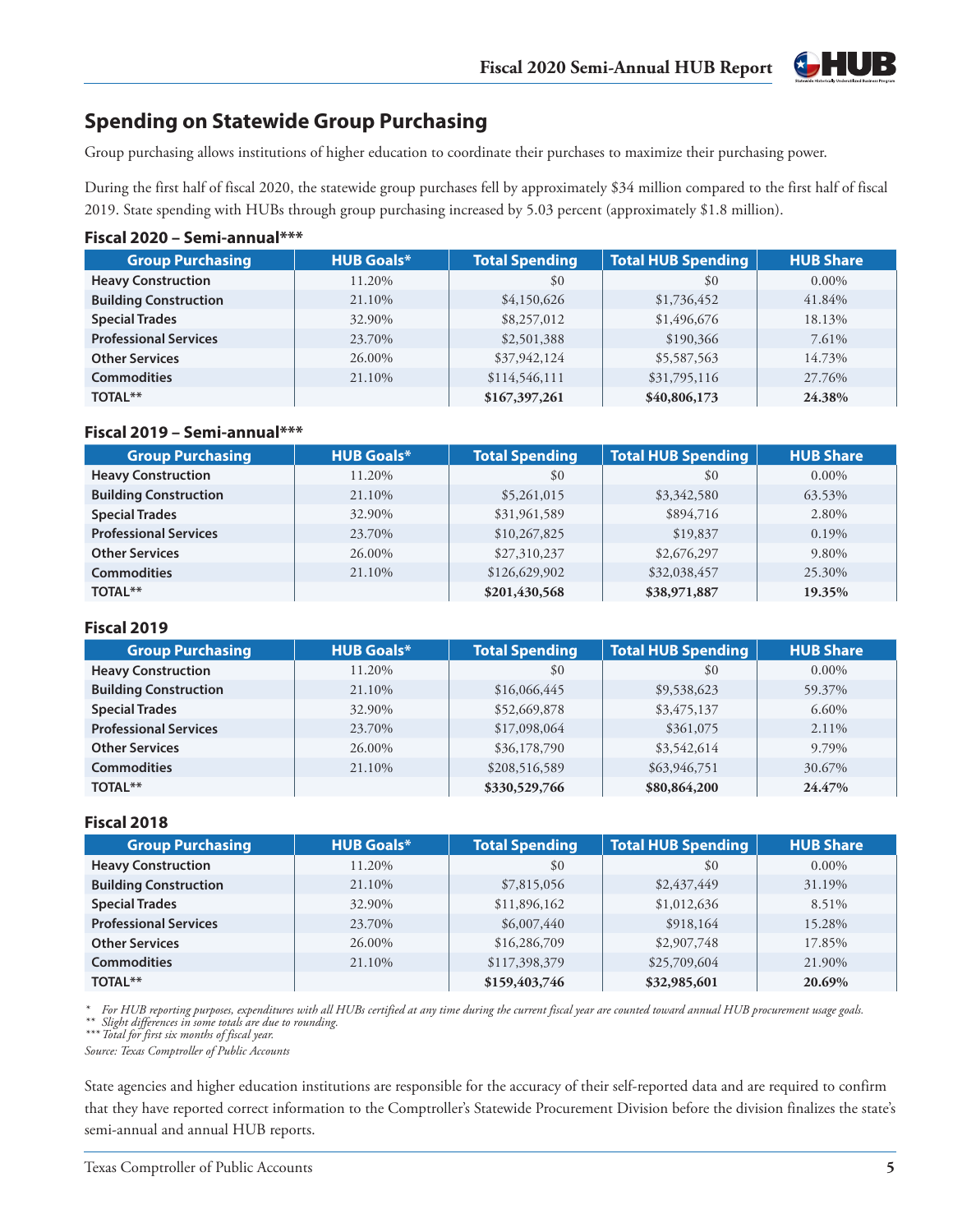## Spending on Statewide Group Purchasing

Group purchasing allows institutions of higher education to coordinate their purchases to maximize their purchasing power.

During the first half of fiscal 2020, the statewide group purchases fell by approximately $34 million compared to the first half of fiscal 2019. State spending with HUBs through group purchasing increased by 5.03 percent (approximately $1.8 million).

### Fiscal 2020 – Semi-annual***

| Group Purchasing | HUB Goals* | Total Spending | Total HUB Spending | HUB Share |
|---|---|---|---|---|
| **Heavy Construction** | 11.20% | $0 | $0 | 0.00% |
| **Building Construction** | 21.10% | $4,150,626 | $1,736,452 | 41.84% |
| **Special Trades** | 32.90% | $8,257,012 | $1,496,676 | 18.13% |
| **Professional Services** | 23.70% | $2,501,388 | $190,366 | 7.61% |
| **Other Services** | 26.00% | $37,942,124 | $5,587,563 | 14.73% |
| **Commodities** | 21.10% | $114,546,111 | $31,795,116 | 27.76% |
| **TOTAL**** | | **$167,397,261** | **$40,806,173** | **24.38%** |

### Fiscal 2019 – Semi-annual***

| Group Purchasing | HUB Goals* | Total Spending | Total HUB Spending | HUB Share |
|---|---|---|---|---|
| **Heavy Construction** | 11.20% | $0 | $0 | 0.00% |
| **Building Construction** | 21.10% | $5,261,015 | $3,342,580 | 63.53% |
| **Special Trades** | 32.90% | $31,961,589 | $894,716 | 2.80% |
| **Professional Services** | 23.70% | $10,267,825 | $19,837 | 0.19% |
| **Other Services** | 26.00% | $27,310,237 | $2,676,297 | 9.80% |
| **Commodities** | 21.10% | $126,629,902 | $32,038,457 | 25.30% |
| **TOTAL**** | | **$201,430,568** | **$38,971,887** | **19.35%** |

### Fiscal 2019

| Group Purchasing | HUB Goals* | Total Spending | Total HUB Spending | HUB Share |
|---|---|---|---|---|
| **Heavy Construction** | 11.20% | $0 | $0 | 0.00% |
| **Building Construction** | 21.10% | $16,066,445 | $9,538,623 | 59.37% |
| **Special Trades** | 32.90% | $52,669,878 | $3,475,137 | 6.60% |
| **Professional Services** | 23.70% | $17,098,064 | $361,075 | 2.11% |
| **Other Services** | 26.00% | $36,178,790 | $3,542,614 | 9.79% |
| **Commodities** | 21.10% | $208,516,589 | $63,946,751 | 30.67% |
| **TOTAL**** | | **$330,529,766** | **$80,864,200** | **24.47%** |

### Fiscal 2018

| Group Purchasing | HUB Goals* | Total Spending | Total HUB Spending | HUB Share |
|---|---|---|---|---|
| **Heavy Construction** | 11.20% | $0 | $0 | 0.00% |
| **Building Construction** | 21.10% | $7,815,056 | $2,437,449 | 31.19% |
| **Special Trades** | 32.90% | $11,896,162 | $1,012,636 | 8.51% |
| **Professional Services** | 23.70% | $6,007,440 | $918,164 | 15.28% |
| **Other Services** | 26.00% | $16,286,709 | $2,907,748 | 17.85% |
| **Commodities** | 21.10% | $117,398,379 | $25,709,604 | 21.90% |
| **TOTAL**** | | **$159,403,746** | **$32,985,601** | **20.69%** |

*\* For HUB reporting purposes, expenditures with all HUBs certified at any time during the current fiscal year are counted toward annual HUB procurement usage goals.*
*\*\* Slight differences in some totals are due to rounding.*
*\*\*\* Total for first six months of fiscal year.*

*Source: Texas Comptroller of Public Accounts*

State agencies and higher education institutions are responsible for the accuracy of their self-reported data and are required to confirm that they have reported correct information to the Comptroller's Statewide Procurement Division before the division finalizes the state's semi-annual and annual HUB reports.